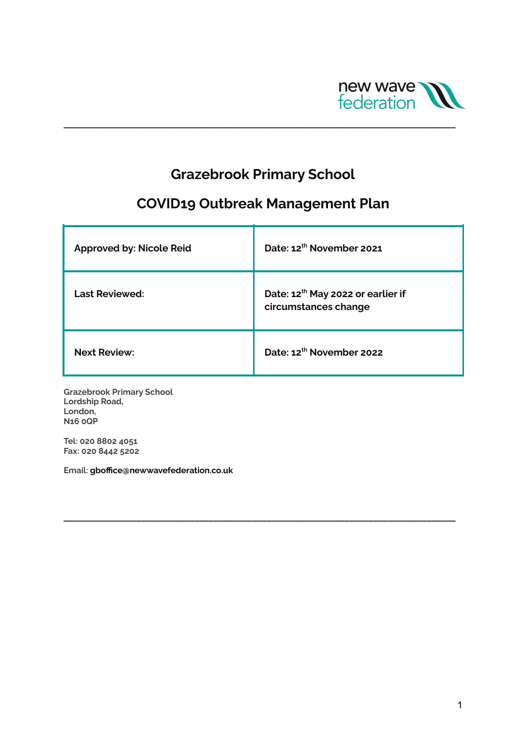new wave federation

# Grazebrook Primary School

## COVID19 Outbreak Management Plan

| Approved by: Nicole Reid | Date: 12th November 2021 |
|---|---|
| Last Reviewed: | Date: 12th May 2022 or earlier if circumstances change |
| Next Review: | Date: 12th November 2022 |

**Grazebrook Primary School**
**Lordship Road,**
**London,**
**N16 0QP**

**Tel: 020 8802 4051**
**Fax: 020 8442 5202**

**Email: gboffice@newwavefederation.co.uk**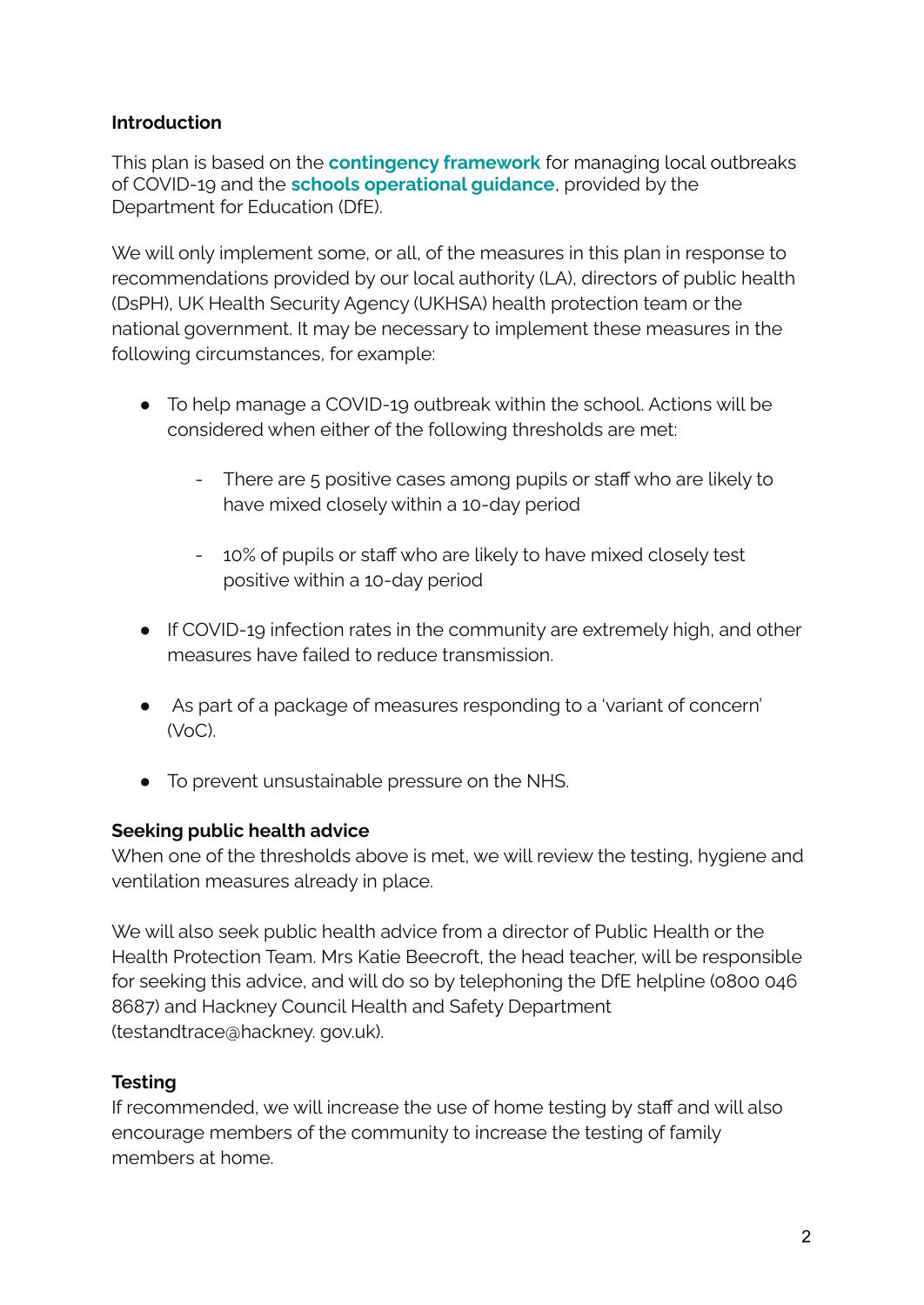**Introduction**

This plan is based on the **contingency framework** for managing local outbreaks of COVID-19 and the **schools operational guidance**, provided by the Department for Education (DfE).

We will only implement some, or all, of the measures in this plan in response to recommendations provided by our local authority (LA), directors of public health (DsPH), UK Health Security Agency (UKHSA) health protection team or the national government. It may be necessary to implement these measures in the following circumstances, for example:

- To help manage a COVID-19 outbreak within the school. Actions will be considered when either of the following thresholds are met:
    - There are 5 positive cases among pupils or staff who are likely to have mixed closely within a 10-day period
    - 10% of pupils or staff who are likely to have mixed closely test positive within a 10-day period
- If COVID-19 infection rates in the community are extremely high, and other measures have failed to reduce transmission.
- As part of a package of measures responding to a 'variant of concern' (VoC).
- To prevent unsustainable pressure on the NHS.

**Seeking public health advice**

When one of the thresholds above is met, we will review the testing, hygiene and ventilation measures already in place.

We will also seek public health advice from a director of Public Health or the Health Protection Team. Mrs Katie Beecroft, the head teacher, will be responsible for seeking this advice, and will do so by telephoning the DfE helpline (0800 046 8687) and Hackney Council Health and Safety Department (testandtrace@hackney. gov.uk).

**Testing**

If recommended, we will increase the use of home testing by staff and will also encourage members of the community to increase the testing of family members at home.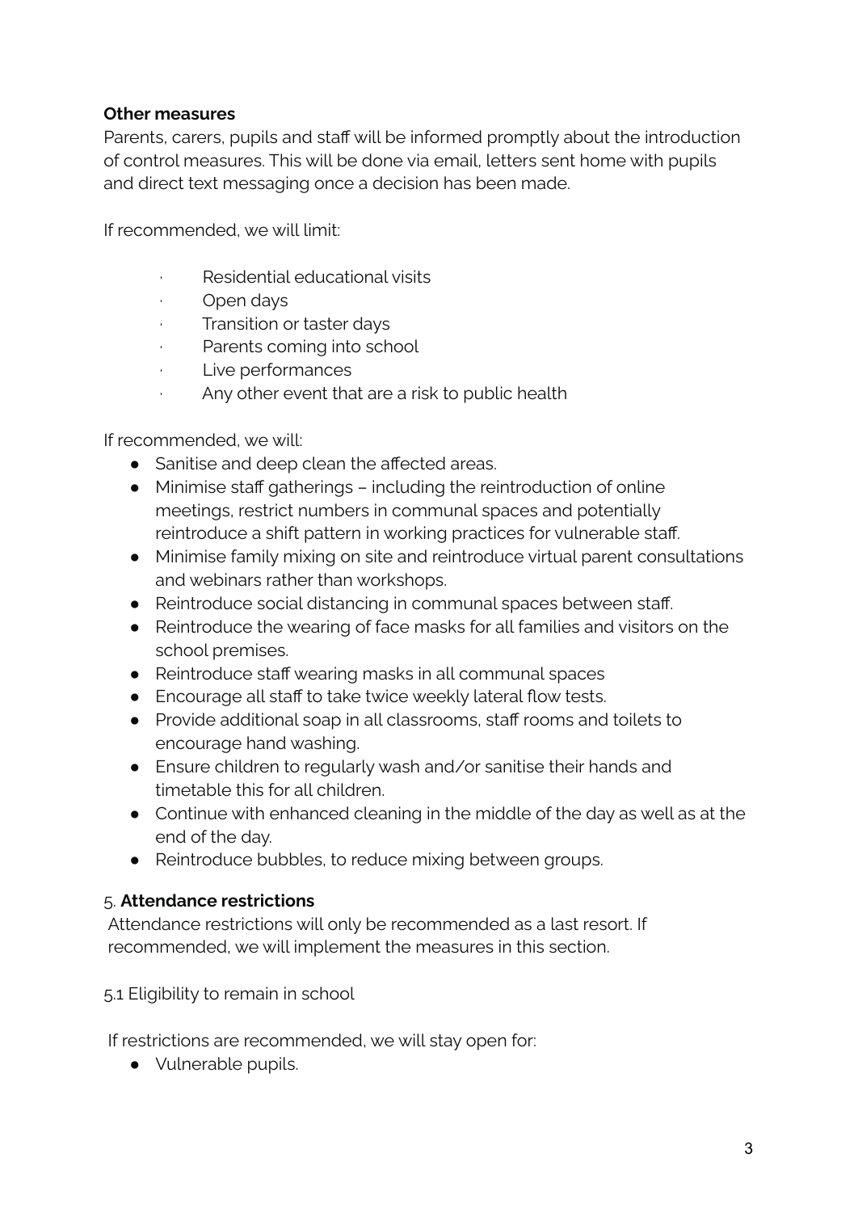**Other measures**

Parents, carers, pupils and staff will be informed promptly about the introduction of control measures. This will be done via email, letters sent home with pupils and direct text messaging once a decision has been made.

If recommended, we will limit:

- Residential educational visits
- Open days
- Transition or taster days
- Parents coming into school
- Live performances
- Any other event that are a risk to public health

If recommended, we will:

- Sanitise and deep clean the affected areas.
- Minimise staff gatherings – including the reintroduction of online meetings, restrict numbers in communal spaces and potentially reintroduce a shift pattern in working practices for vulnerable staff.
- Minimise family mixing on site and reintroduce virtual parent consultations and webinars rather than workshops.
- Reintroduce social distancing in communal spaces between staff.
- Reintroduce the wearing of face masks for all families and visitors on the school premises.
- Reintroduce staff wearing masks in all communal spaces
- Encourage all staff to take twice weekly lateral flow tests.
- Provide additional soap in all classrooms, staff rooms and toilets to encourage hand washing.
- Ensure children to regularly wash and/or sanitise their hands and timetable this for all children.
- Continue with enhanced cleaning in the middle of the day as well as at the end of the day.
- Reintroduce bubbles, to reduce mixing between groups.

## 5. **Attendance restrictions**

Attendance restrictions will only be recommended as a last resort. If recommended, we will implement the measures in this section.

5.1 Eligibility to remain in school

If restrictions are recommended, we will stay open for:

- Vulnerable pupils.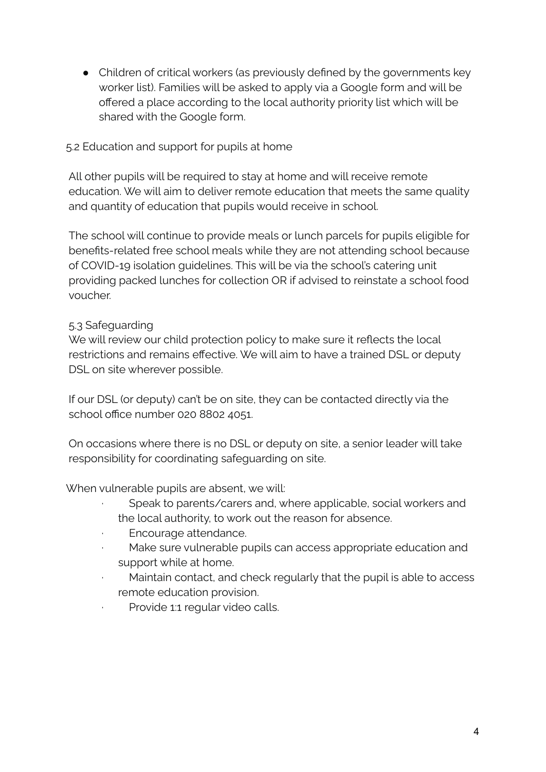- Children of critical workers (as previously defined by the governments key worker list). Families will be asked to apply via a Google form and will be offered a place according to the local authority priority list which will be shared with the Google form.

5.2 Education and support for pupils at home

All other pupils will be required to stay at home and will receive remote education. We will aim to deliver remote education that meets the same quality and quantity of education that pupils would receive in school.

The school will continue to provide meals or lunch parcels for pupils eligible for benefits-related free school meals while they are not attending school because of COVID-19 isolation guidelines. This will be via the school's catering unit providing packed lunches for collection OR if advised to reinstate a school food voucher.

5.3 Safeguarding

We will review our child protection policy to make sure it reflects the local restrictions and remains effective. We will aim to have a trained DSL or deputy DSL on site wherever possible.

If our DSL (or deputy) can't be on site, they can be contacted directly via the school office number 020 8802 4051.

On occasions where there is no DSL or deputy on site, a senior leader will take responsibility for coordinating safeguarding on site.

When vulnerable pupils are absent, we will:

- Speak to parents/carers and, where applicable, social workers and the local authority, to work out the reason for absence.
- Encourage attendance.
- Make sure vulnerable pupils can access appropriate education and support while at home.
- Maintain contact, and check regularly that the pupil is able to access remote education provision.
- Provide 1:1 regular video calls.